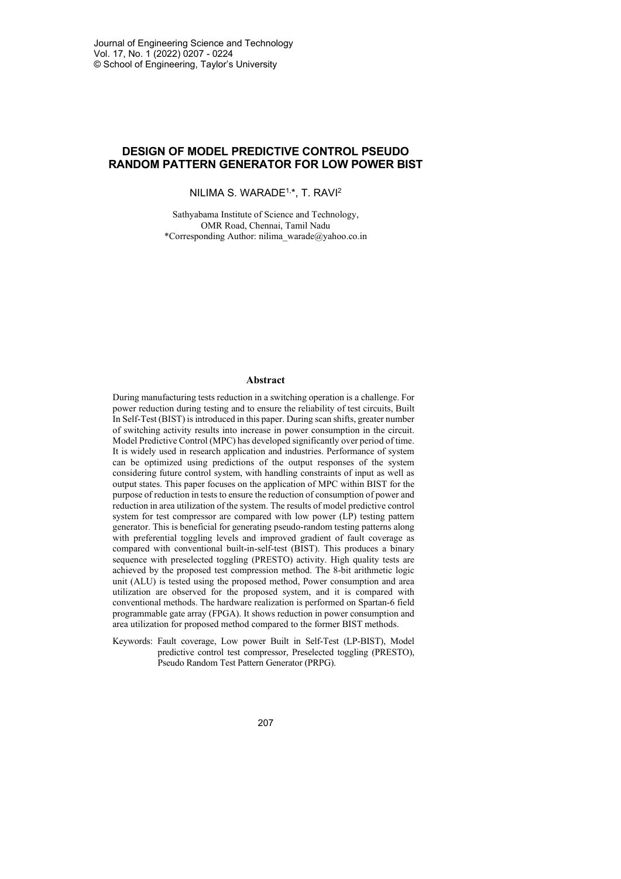# DESIGN OF MODEL PREDICTIVE CONTROL PSEUDO RANDOM PATTERN GENERATOR FOR LOW POWER BIST

NILIMA S. WARADE[1,*], T. RAVI[2]

Sathyabama Institute of Science and Technology,
OMR Road, Chennai, Tamil Nadu
*Corresponding Author: nilima_warade@yahoo.co.in

## Abstract

During manufacturing tests reduction in a switching operation is a challenge. For power reduction during testing and to ensure the reliability of test circuits, Built In Self-Test (BIST) is introduced in this paper. During scan shifts, greater number of switching activity results into increase in power consumption in the circuit. Model Predictive Control (MPC) has developed significantly over period of time. It is widely used in research application and industries. Performance of system can be optimized using predictions of the output responses of the system considering future control system, with handling constraints of input as well as output states. This paper focuses on the application of MPC within BIST for the purpose of reduction in tests to ensure the reduction of consumption of power and reduction in area utilization of the system. The results of model predictive control system for test compressor are compared with low power (LP) testing pattern generator. This is beneficial for generating pseudo-random testing patterns along with preferential toggling levels and improved gradient of fault coverage as compared with conventional built-in-self-test (BIST). This produces a binary sequence with preselected toggling (PRESTO) activity. High quality tests are achieved by the proposed test compression method. The 8-bit arithmetic logic unit (ALU) is tested using the proposed method, Power consumption and area utilization are observed for the proposed system, and it is compared with conventional methods. The hardware realization is performed on Spartan-6 field programmable gate array (FPGA). It shows reduction in power consumption and area utilization for proposed method compared to the former BIST methods.

Keywords: Fault coverage, Low power Built in Self-Test (LP-BIST), Model predictive control test compressor, Preselected toggling (PRESTO), Pseudo Random Test Pattern Generator (PRPG).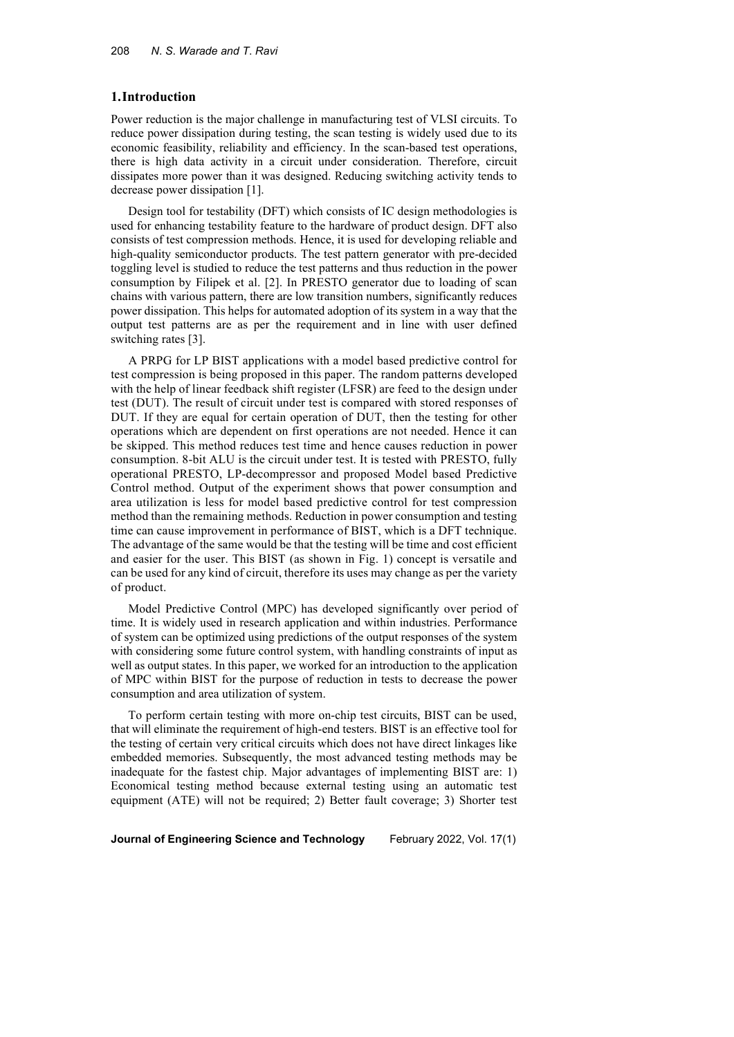## 1. Introduction

Power reduction is the major challenge in manufacturing test of VLSI circuits. To reduce power dissipation during testing, the scan testing is widely used due to its economic feasibility, reliability and efficiency. In the scan-based test operations, there is high data activity in a circuit under consideration. Therefore, circuit dissipates more power than it was designed. Reducing switching activity tends to decrease power dissipation [1].

Design tool for testability (DFT) which consists of IC design methodologies is used for enhancing testability feature to the hardware of product design. DFT also consists of test compression methods. Hence, it is used for developing reliable and high-quality semiconductor products. The test pattern generator with pre-decided toggling level is studied to reduce the test patterns and thus reduction in the power consumption by Filipek et al. [2]. In PRESTO generator due to loading of scan chains with various pattern, there are low transition numbers, significantly reduces power dissipation. This helps for automated adoption of its system in a way that the output test patterns are as per the requirement and in line with user defined switching rates [3].

A PRPG for LP BIST applications with a model based predictive control for test compression is being proposed in this paper. The random patterns developed with the help of linear feedback shift register (LFSR) are feed to the design under test (DUT). The result of circuit under test is compared with stored responses of DUT. If they are equal for certain operation of DUT, then the testing for other operations which are dependent on first operations are not needed. Hence it can be skipped. This method reduces test time and hence causes reduction in power consumption. 8-bit ALU is the circuit under test. It is tested with PRESTO, fully operational PRESTO, LP-decompressor and proposed Model based Predictive Control method. Output of the experiment shows that power consumption and area utilization is less for model based predictive control for test compression method than the remaining methods. Reduction in power consumption and testing time can cause improvement in performance of BIST, which is a DFT technique. The advantage of the same would be that the testing will be time and cost efficient and easier for the user. This BIST (as shown in Fig. 1) concept is versatile and can be used for any kind of circuit, therefore its uses may change as per the variety of product.

Model Predictive Control (MPC) has developed significantly over period of time. It is widely used in research application and within industries. Performance of system can be optimized using predictions of the output responses of the system with considering some future control system, with handling constraints of input as well as output states. In this paper, we worked for an introduction to the application of MPC within BIST for the purpose of reduction in tests to decrease the power consumption and area utilization of system.

To perform certain testing with more on-chip test circuits, BIST can be used, that will eliminate the requirement of high-end testers. BIST is an effective tool for the testing of certain very critical circuits which does not have direct linkages like embedded memories. Subsequently, the most advanced testing methods may be inadequate for the fastest chip. Major advantages of implementing BIST are: 1) Economical testing method because external testing using an automatic test equipment (ATE) will not be required; 2) Better fault coverage; 3) Shorter test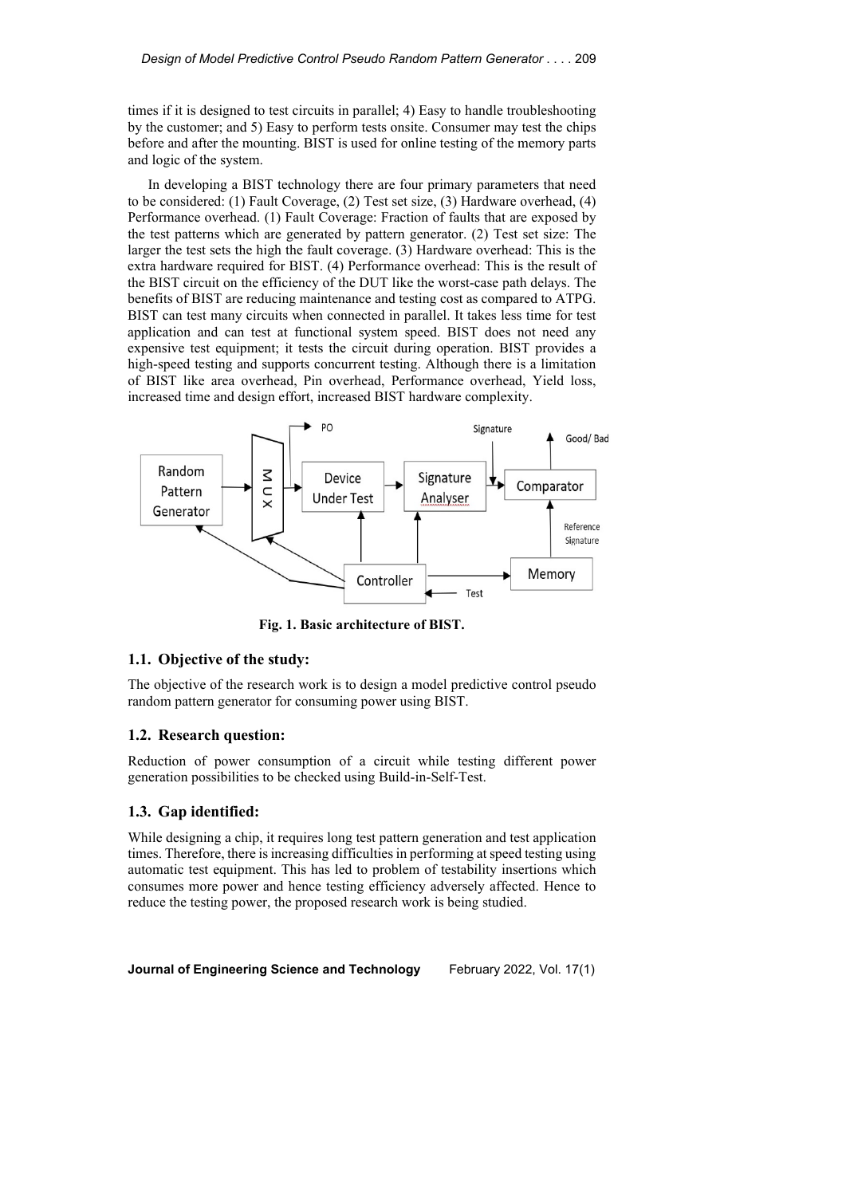times if it is designed to test circuits in parallel; 4) Easy to handle troubleshooting by the customer; and 5) Easy to perform tests onsite. Consumer may test the chips before and after the mounting. BIST is used for online testing of the memory parts and logic of the system.

In developing a BIST technology there are four primary parameters that need to be considered: (1) Fault Coverage, (2) Test set size, (3) Hardware overhead, (4) Performance overhead. (1) Fault Coverage: Fraction of faults that are exposed by the test patterns which are generated by pattern generator. (2) Test set size: The larger the test sets the high the fault coverage. (3) Hardware overhead: This is the extra hardware required for BIST. (4) Performance overhead: This is the result of the BIST circuit on the efficiency of the DUT like the worst-case path delays. The benefits of BIST are reducing maintenance and testing cost as compared to ATPG. BIST can test many circuits when connected in parallel. It takes less time for test application and can test at functional system speed. BIST does not need any expensive test equipment; it tests the circuit during operation. BIST provides a high-speed testing and supports concurrent testing. Although there is a limitation of BIST like area overhead, Pin overhead, Performance overhead, Yield loss, increased time and design effort, increased BIST hardware complexity.

**Fig. 1. Basic architecture of BIST.**

## 1.1. Objective of the study:

The objective of the research work is to design a model predictive control pseudo random pattern generator for consuming power using BIST.

## 1.2. Research question:

Reduction of power consumption of a circuit while testing different power generation possibilities to be checked using Build-in-Self-Test.

## 1.3. Gap identified:

While designing a chip, it requires long test pattern generation and test application times. Therefore, there is increasing difficulties in performing at speed testing using automatic test equipment. This has led to problem of testability insertions which consumes more power and hence testing efficiency adversely affected. Hence to reduce the testing power, the proposed research work is being studied.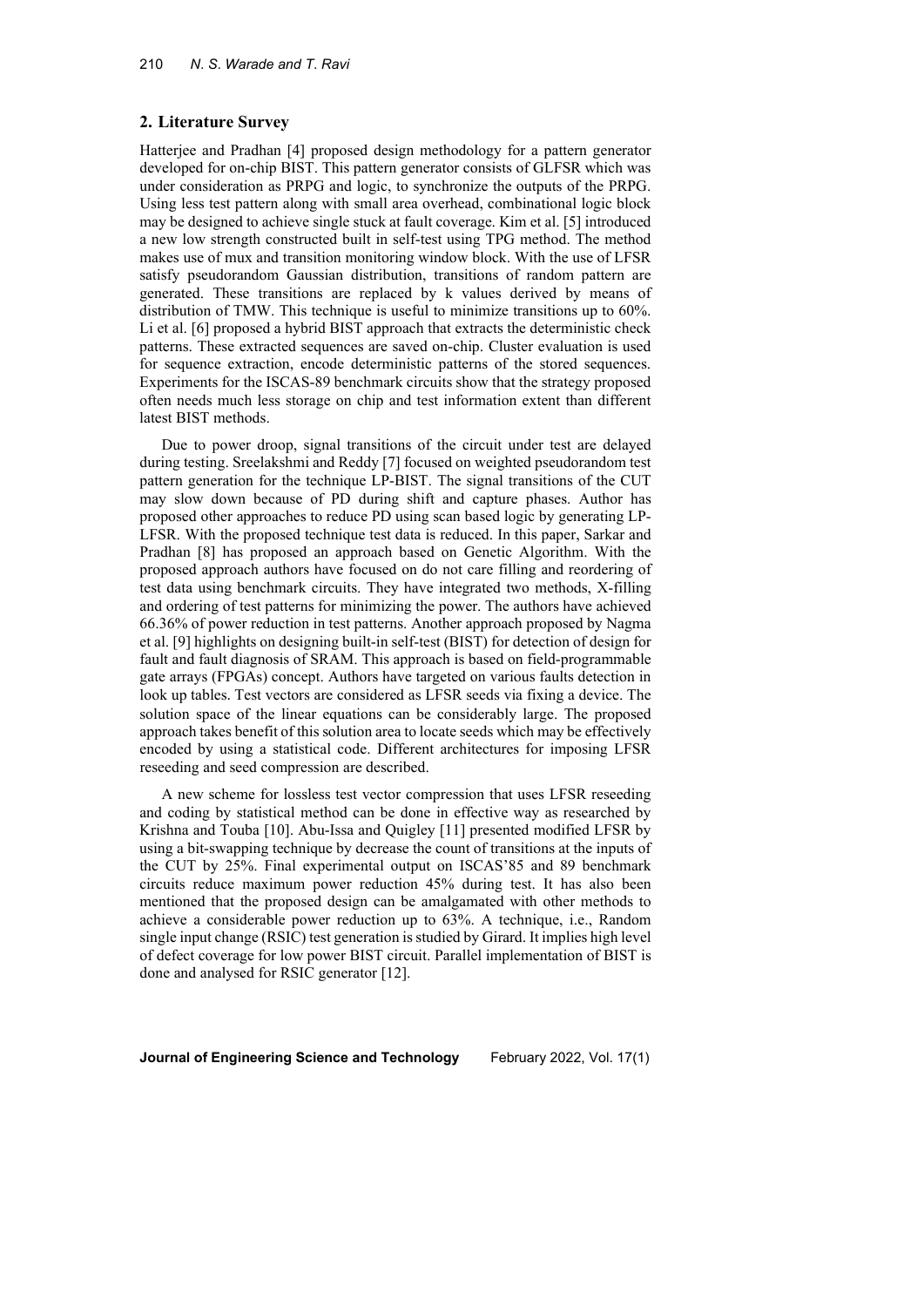## 2. Literature Survey

Hatterjee and Pradhan [4] proposed design methodology for a pattern generator developed for on-chip BIST. This pattern generator consists of GLFSR which was under consideration as PRPG and logic, to synchronize the outputs of the PRPG. Using less test pattern along with small area overhead, combinational logic block may be designed to achieve single stuck at fault coverage. Kim et al. [5] introduced a new low strength constructed built in self-test using TPG method. The method makes use of mux and transition monitoring window block. With the use of LFSR satisfy pseudorandom Gaussian distribution, transitions of random pattern are generated. These transitions are replaced by k values derived by means of distribution of TMW. This technique is useful to minimize transitions up to 60%. Li et al. [6] proposed a hybrid BIST approach that extracts the deterministic check patterns. These extracted sequences are saved on-chip. Cluster evaluation is used for sequence extraction, encode deterministic patterns of the stored sequences. Experiments for the ISCAS-89 benchmark circuits show that the strategy proposed often needs much less storage on chip and test information extent than different latest BIST methods.

Due to power droop, signal transitions of the circuit under test are delayed during testing. Sreelakshmi and Reddy [7] focused on weighted pseudorandom test pattern generation for the technique LP-BIST. The signal transitions of the CUT may slow down because of PD during shift and capture phases. Author has proposed other approaches to reduce PD using scan based logic by generating LP-LFSR. With the proposed technique test data is reduced. In this paper, Sarkar and Pradhan [8] has proposed an approach based on Genetic Algorithm. With the proposed approach authors have focused on do not care filling and reordering of test data using benchmark circuits. They have integrated two methods, X-filling and ordering of test patterns for minimizing the power. The authors have achieved 66.36% of power reduction in test patterns. Another approach proposed by Nagma et al. [9] highlights on designing built-in self-test (BIST) for detection of design for fault and fault diagnosis of SRAM. This approach is based on field-programmable gate arrays (FPGAs) concept. Authors have targeted on various faults detection in look up tables. Test vectors are considered as LFSR seeds via fixing a device. The solution space of the linear equations can be considerably large. The proposed approach takes benefit of this solution area to locate seeds which may be effectively encoded by using a statistical code. Different architectures for imposing LFSR reseeding and seed compression are described.

A new scheme for lossless test vector compression that uses LFSR reseeding and coding by statistical method can be done in effective way as researched by Krishna and Touba [10]. Abu-Issa and Quigley [11] presented modified LFSR by using a bit-swapping technique by decrease the count of transitions at the inputs of the CUT by 25%. Final experimental output on ISCAS'85 and 89 benchmark circuits reduce maximum power reduction 45% during test. It has also been mentioned that the proposed design can be amalgamated with other methods to achieve a considerable power reduction up to 63%. A technique, i.e., Random single input change (RSIC) test generation is studied by Girard. It implies high level of defect coverage for low power BIST circuit. Parallel implementation of BIST is done and analysed for RSIC generator [12].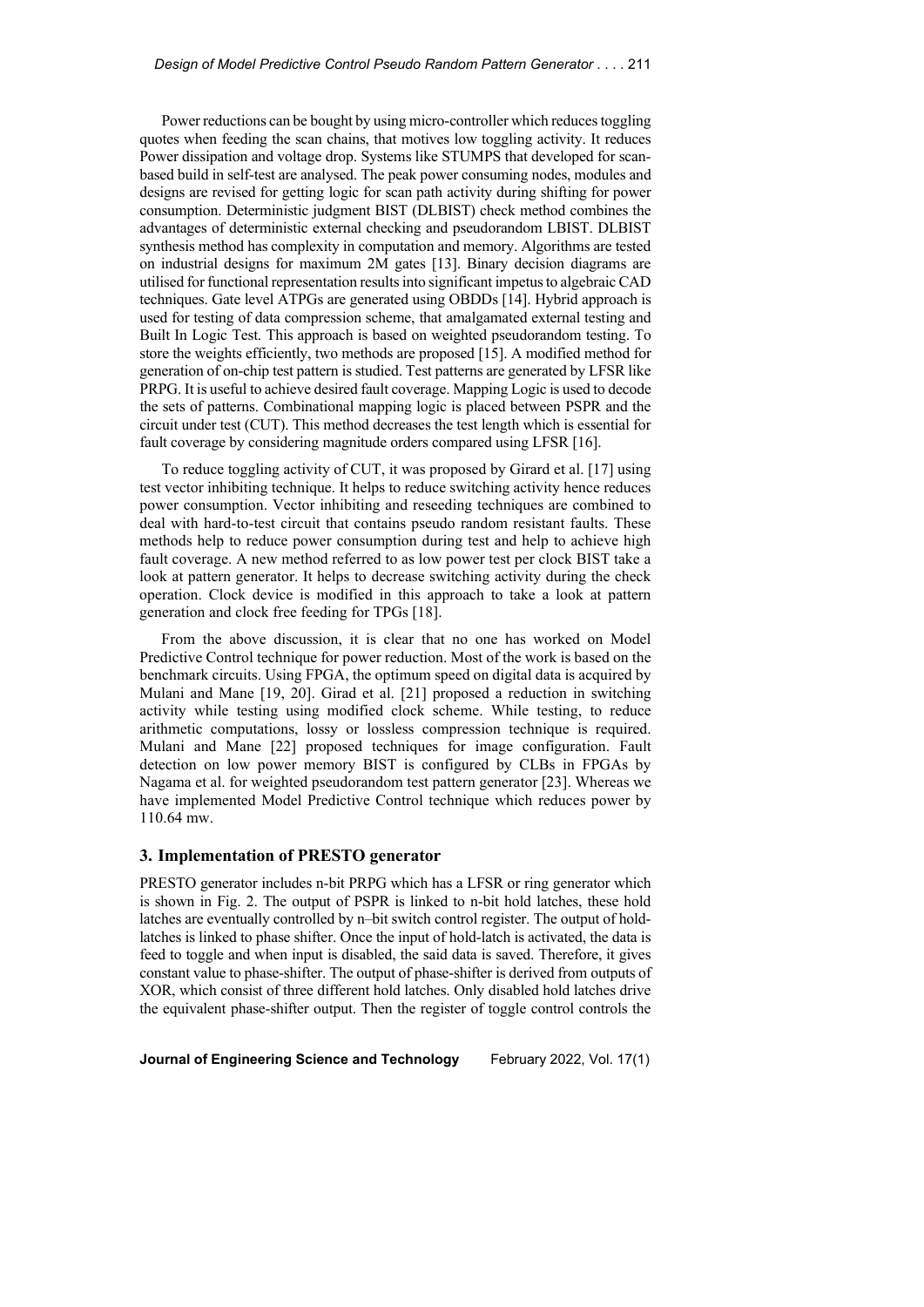Power reductions can be bought by using micro-controller which reduces toggling quotes when feeding the scan chains, that motives low toggling activity. It reduces Power dissipation and voltage drop. Systems like STUMPS that developed for scan-based build in self-test are analysed. The peak power consuming nodes, modules and designs are revised for getting logic for scan path activity during shifting for power consumption. Deterministic judgment BIST (DLBIST) check method combines the advantages of deterministic external checking and pseudorandom LBIST. DLBIST synthesis method has complexity in computation and memory. Algorithms are tested on industrial designs for maximum 2M gates [13]. Binary decision diagrams are utilised for functional representation results into significant impetus to algebraic CAD techniques. Gate level ATPGs are generated using OBDDs [14]. Hybrid approach is used for testing of data compression scheme, that amalgamated external testing and Built In Logic Test. This approach is based on weighted pseudorandom testing. To store the weights efficiently, two methods are proposed [15]. A modified method for generation of on-chip test pattern is studied. Test patterns are generated by LFSR like PRPG. It is useful to achieve desired fault coverage. Mapping Logic is used to decode the sets of patterns. Combinational mapping logic is placed between PSPR and the circuit under test (CUT). This method decreases the test length which is essential for fault coverage by considering magnitude orders compared using LFSR [16].

To reduce toggling activity of CUT, it was proposed by Girard et al. [17] using test vector inhibiting technique. It helps to reduce switching activity hence reduces power consumption. Vector inhibiting and reseeding techniques are combined to deal with hard-to-test circuit that contains pseudo random resistant faults. These methods help to reduce power consumption during test and help to achieve high fault coverage. A new method referred to as low power test per clock BIST take a look at pattern generator. It helps to decrease switching activity during the check operation. Clock device is modified in this approach to take a look at pattern generation and clock free feeding for TPGs [18].

From the above discussion, it is clear that no one has worked on Model Predictive Control technique for power reduction. Most of the work is based on the benchmark circuits. Using FPGA, the optimum speed on digital data is acquired by Mulani and Mane [19, 20]. Girad et al. [21] proposed a reduction in switching activity while testing using modified clock scheme. While testing, to reduce arithmetic computations, lossy or lossless compression technique is required. Mulani and Mane [22] proposed techniques for image configuration. Fault detection on low power memory BIST is configured by CLBs in FPGAs by Nagama et al. for weighted pseudorandom test pattern generator [23]. Whereas we have implemented Model Predictive Control technique which reduces power by 110.64 mw.

## 3. Implementation of PRESTO generator

PRESTO generator includes n-bit PRPG which has a LFSR or ring generator which is shown in Fig. 2. The output of PSPR is linked to n-bit hold latches, these hold latches are eventually controlled by n–bit switch control register. The output of hold-latches is linked to phase shifter. Once the input of hold-latch is activated, the data is feed to toggle and when input is disabled, the said data is saved. Therefore, it gives constant value to phase-shifter. The output of phase-shifter is derived from outputs of XOR, which consist of three different hold latches. Only disabled hold latches drive the equivalent phase-shifter output. Then the register of toggle control controls the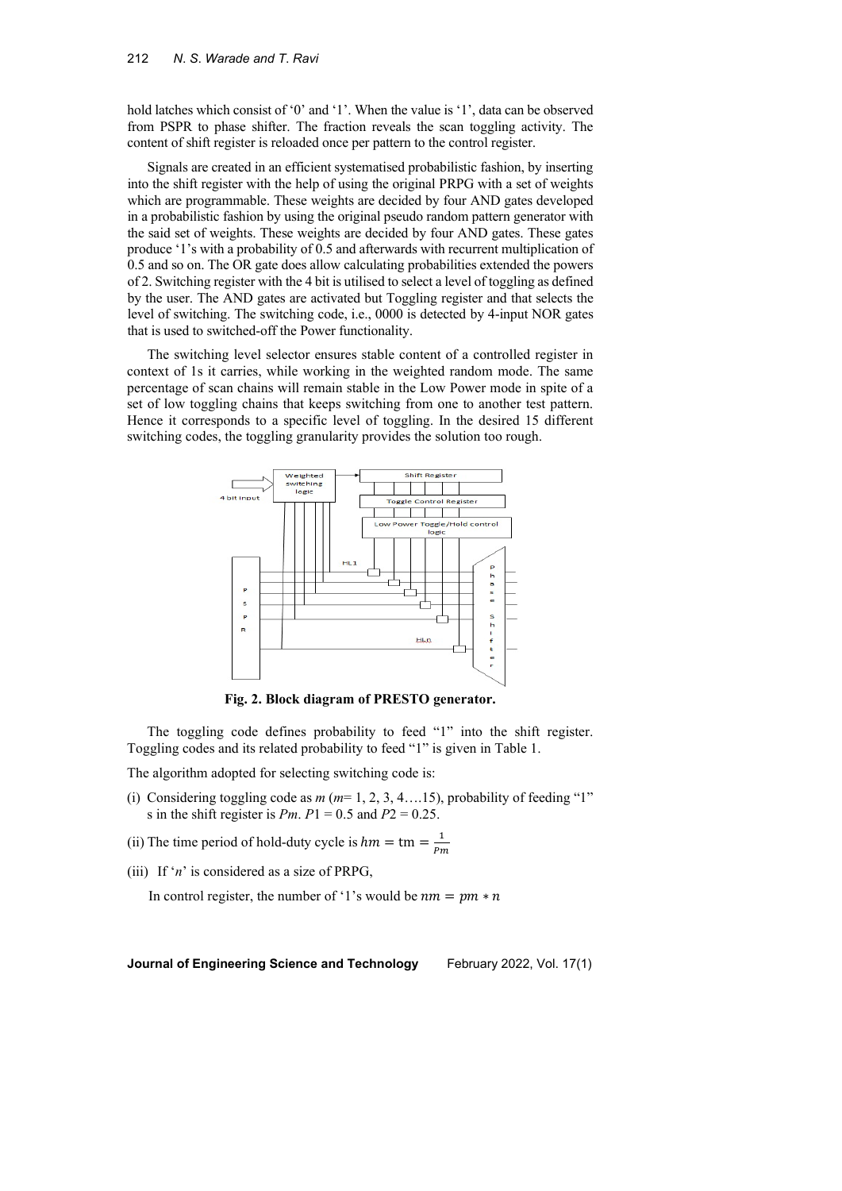hold latches which consist of '0' and '1'. When the value is '1', data can be observed from PSPR to phase shifter. The fraction reveals the scan toggling activity. The content of shift register is reloaded once per pattern to the control register.

Signals are created in an efficient systematised probabilistic fashion, by inserting into the shift register with the help of using the original PRPG with a set of weights which are programmable. These weights are decided by four AND gates developed in a probabilistic fashion by using the original pseudo random pattern generator with the said set of weights. These weights are decided by four AND gates. These gates produce '1's with a probability of 0.5 and afterwards with recurrent multiplication of 0.5 and so on. The OR gate does allow calculating probabilities extended the powers of 2. Switching register with the 4 bit is utilised to select a level of toggling as defined by the user. The AND gates are activated but Toggling register and that selects the level of switching. The switching code, i.e., 0000 is detected by 4-input NOR gates that is used to switched-off the Power functionality.

The switching level selector ensures stable content of a controlled register in context of 1s it carries, while working in the weighted random mode. The same percentage of scan chains will remain stable in the Low Power mode in spite of a set of low toggling chains that keeps switching from one to another test pattern. Hence it corresponds to a specific level of toggling. In the desired 15 different switching codes, the toggling granularity provides the solution too rough.

**Fig. 2. Block diagram of PRESTO generator.**

The toggling code defines probability to feed "1" into the shift register. Toggling codes and its related probability to feed "1" is given in Table 1.

The algorithm adopted for selecting switching code is:

(i) Considering toggling code as $m$ ($m$= 1, 2, 3, 4….15), probability of feeding "1" s in the shift register is $Pm$. $P1 = 0.5$ and $P2 = 0.25$.

(ii) The time period of hold-duty cycle is $hm = \text{tm} = \frac{1}{Pm}$

(iii) If '$n$' is considered as a size of PRPG,

In control register, the number of '1's would be $nm = pm * n$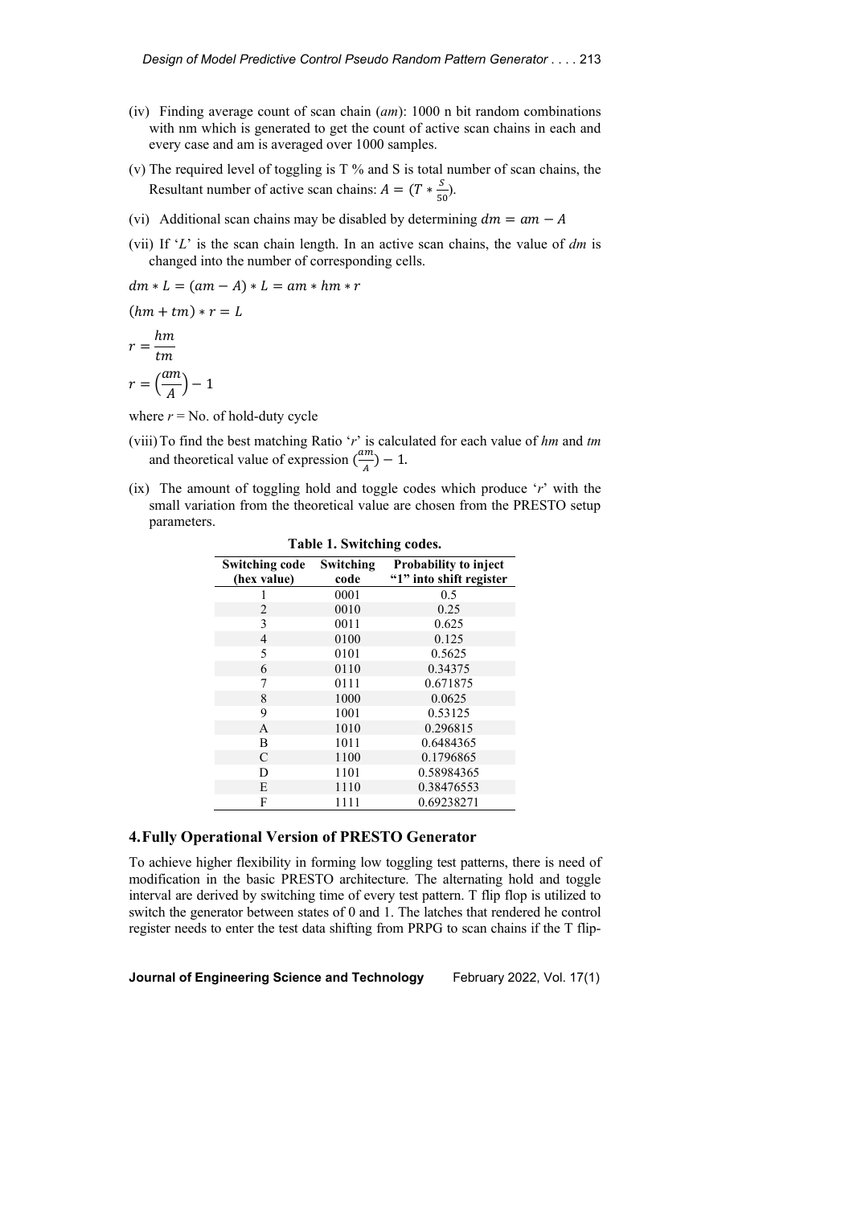(iv) Finding average count of scan chain (*am*): 1000 n bit random combinations with nm which is generated to get the count of active scan chains in each and every case and am is averaged over 1000 samples.

(v) The required level of toggling is T % and S is total number of scan chains, the Resultant number of active scan chains: $A = (T * \frac{S}{50})$.

(vi) Additional scan chains may be disabled by determining $dm = am - A$

(vii) If '*L*' is the scan chain length. In an active scan chains, the value of *dm* is changed into the number of corresponding cells.

$$dm * L = (am - A) * L = am * hm * r$$

$$(hm + tm) * r = L$$

$$r = \frac{hm}{tm}$$

$$r = \left(\frac{am}{A}\right) - 1$$

where $r$ = No. of hold-duty cycle

(viii) To find the best matching Ratio '*r*' is calculated for each value of *hm* and *tm* and theoretical value of expression $(\frac{am}{A}) - 1$.

(ix) The amount of toggling hold and toggle codes which produce '*r*' with the small variation from the theoretical value are chosen from the PRESTO setup parameters.

**Table 1. Switching codes.**

| Switching code (hex value) | Switching code | Probability to inject "1" into shift register |
|---|---|---|
| 1 | 0001 | 0.5 |
| 2 | 0010 | 0.25 |
| 3 | 0011 | 0.625 |
| 4 | 0100 | 0.125 |
| 5 | 0101 | 0.5625 |
| 6 | 0110 | 0.34375 |
| 7 | 0111 | 0.671875 |
| 8 | 1000 | 0.0625 |
| 9 | 1001 | 0.53125 |
| A | 1010 | 0.296815 |
| B | 1011 | 0.6484365 |
| C | 1100 | 0.1796865 |
| D | 1101 | 0.58984365 |
| E | 1110 | 0.38476553 |
| F | 1111 | 0.69238271 |

## 4. Fully Operational Version of PRESTO Generator

To achieve higher flexibility in forming low toggling test patterns, there is need of modification in the basic PRESTO architecture. The alternating hold and toggle interval are derived by switching time of every test pattern. T flip flop is utilized to switch the generator between states of 0 and 1. The latches that rendered he control register needs to enter the test data shifting from PRPG to scan chains if the T flip-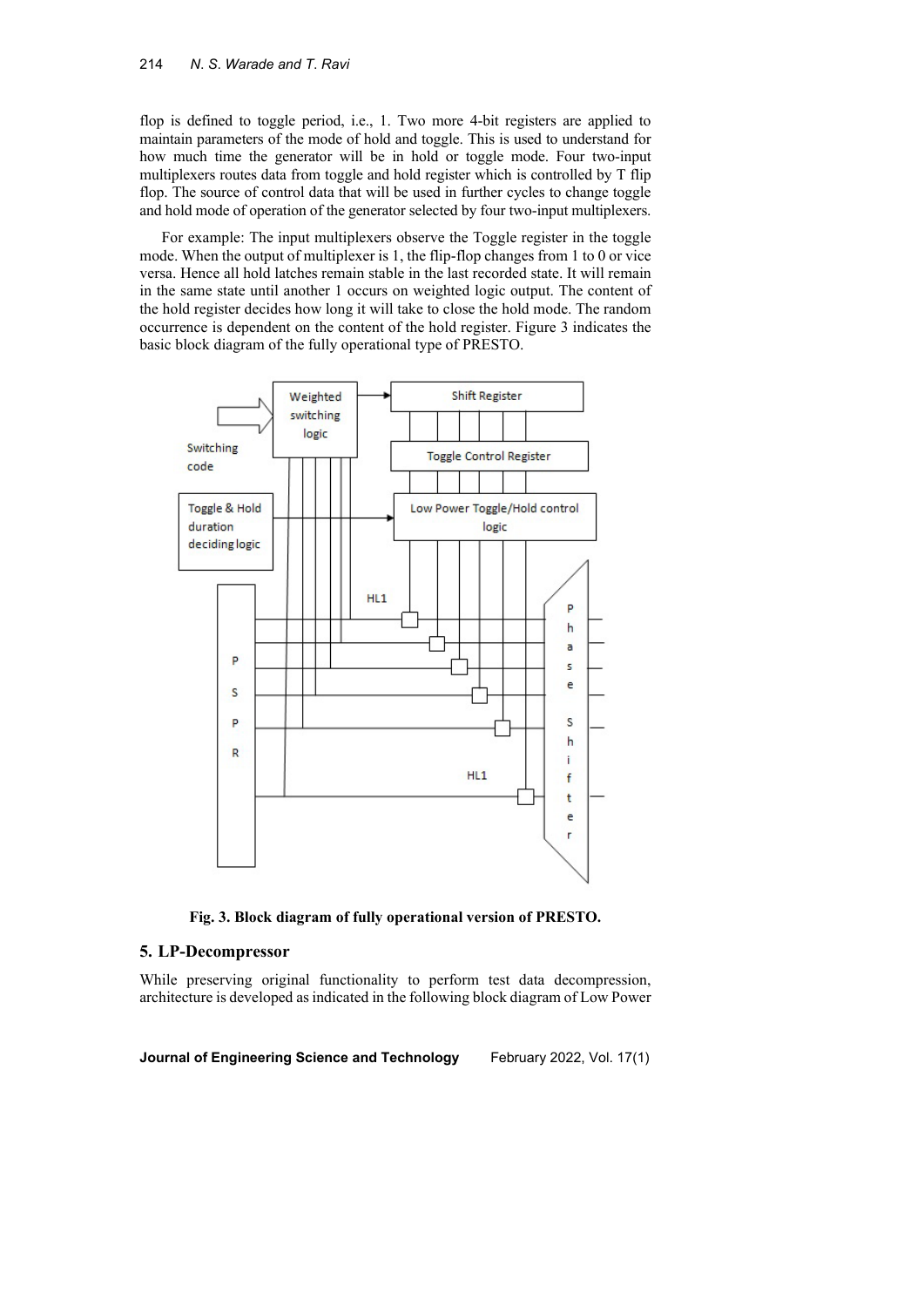flop is defined to toggle period, i.e., 1. Two more 4-bit registers are applied to maintain parameters of the mode of hold and toggle. This is used to understand for how much time the generator will be in hold or toggle mode. Four two-input multiplexers routes data from toggle and hold register which is controlled by T flip flop. The source of control data that will be used in further cycles to change toggle and hold mode of operation of the generator selected by four two-input multiplexers.

For example: The input multiplexers observe the Toggle register in the toggle mode. When the output of multiplexer is 1, the flip-flop changes from 1 to 0 or vice versa. Hence all hold latches remain stable in the last recorded state. It will remain in the same state until another 1 occurs on weighted logic output. The content of the hold register decides how long it will take to close the hold mode. The random occurrence is dependent on the content of the hold register. Figure 3 indicates the basic block diagram of the fully operational type of PRESTO.

**Fig. 3. Block diagram of fully operational version of PRESTO.**

## 5. LP-Decompressor

While preserving original functionality to perform test data decompression, architecture is developed as indicated in the following block diagram of Low Power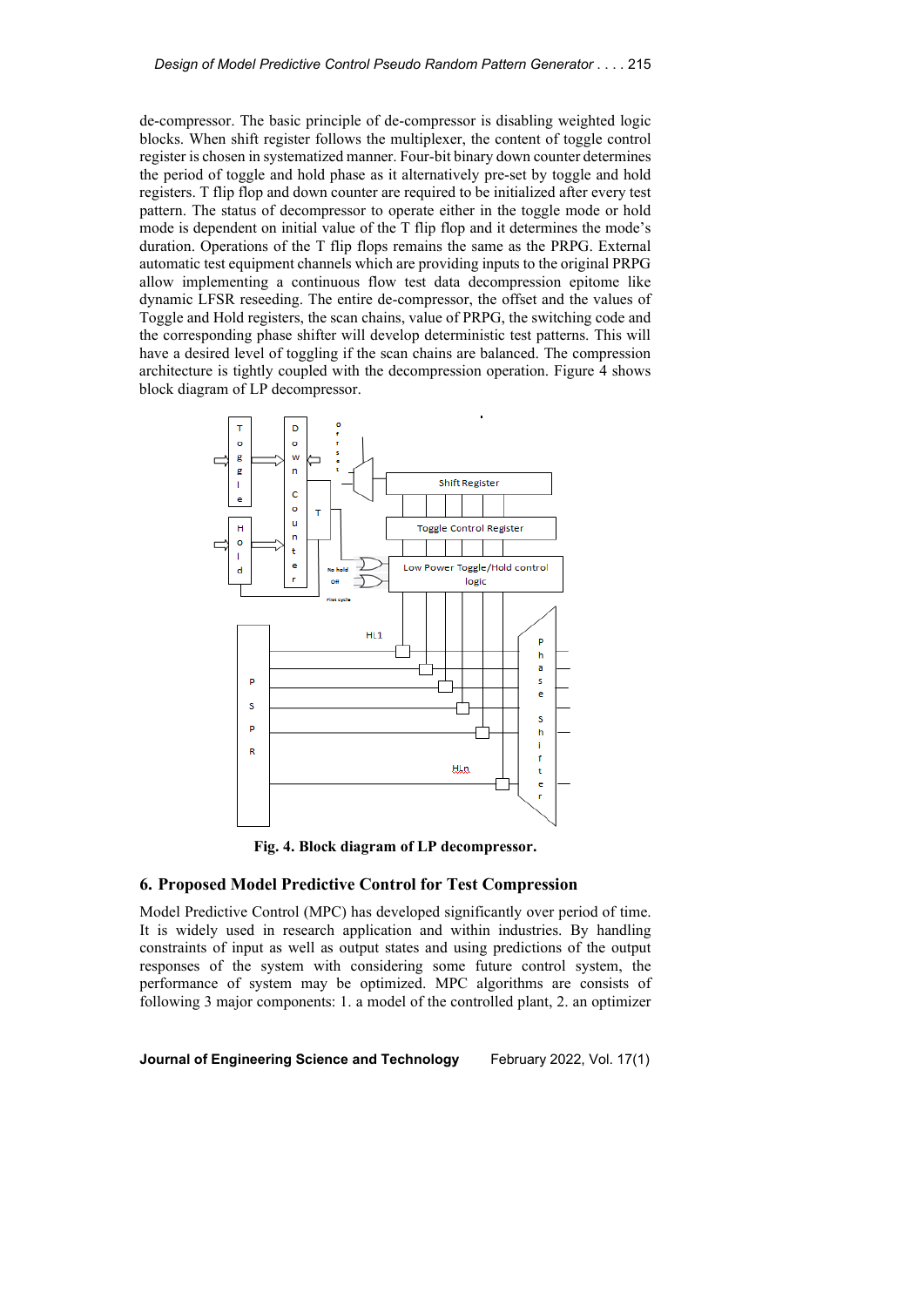de-compressor. The basic principle of de-compressor is disabling weighted logic blocks. When shift register follows the multiplexer, the content of toggle control register is chosen in systematized manner. Four-bit binary down counter determines the period of toggle and hold phase as it alternatively pre-set by toggle and hold registers. T flip flop and down counter are required to be initialized after every test pattern. The status of decompressor to operate either in the toggle mode or hold mode is dependent on initial value of the T flip flop and it determines the mode's duration. Operations of the T flip flops remains the same as the PRPG. External automatic test equipment channels which are providing inputs to the original PRPG allow implementing a continuous flow test data decompression epitome like dynamic LFSR reseeding. The entire de-compressor, the offset and the values of Toggle and Hold registers, the scan chains, value of PRPG, the switching code and the corresponding phase shifter will develop deterministic test patterns. This will have a desired level of toggling if the scan chains are balanced. The compression architecture is tightly coupled with the decompression operation. Figure 4 shows block diagram of LP decompressor.

**Fig. 4. Block diagram of LP decompressor.**

## 6. Proposed Model Predictive Control for Test Compression

Model Predictive Control (MPC) has developed significantly over period of time. It is widely used in research application and within industries. By handling constraints of input as well as output states and using predictions of the output responses of the system with considering some future control system, the performance of system may be optimized. MPC algorithms are consists of following 3 major components: 1. a model of the controlled plant, 2. an optimizer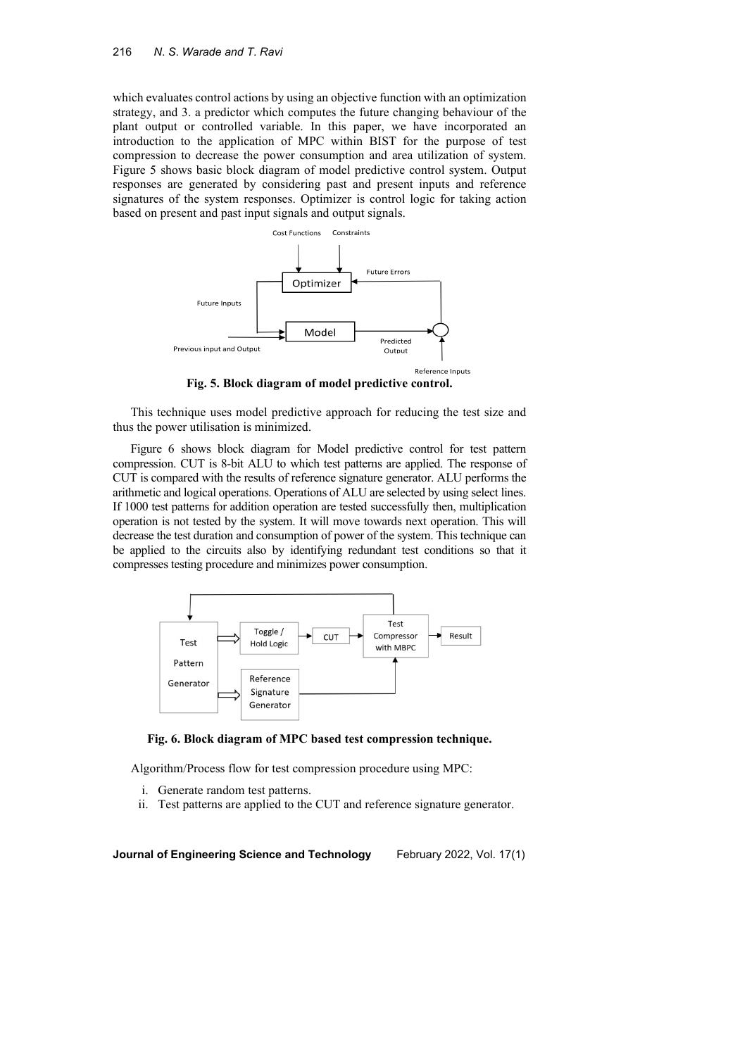which evaluates control actions by using an objective function with an optimization strategy, and 3. a predictor which computes the future changing behaviour of the plant output or controlled variable. In this paper, we have incorporated an introduction to the application of MPC within BIST for the purpose of test compression to decrease the power consumption and area utilization of system. Figure 5 shows basic block diagram of model predictive control system. Output responses are generated by considering past and present inputs and reference signatures of the system responses. Optimizer is control logic for taking action based on present and past input signals and output signals.

**Fig. 5. Block diagram of model predictive control.**

This technique uses model predictive approach for reducing the test size and thus the power utilisation is minimized.

Figure 6 shows block diagram for Model predictive control for test pattern compression. CUT is 8-bit ALU to which test patterns are applied. The response of CUT is compared with the results of reference signature generator. ALU performs the arithmetic and logical operations. Operations of ALU are selected by using select lines. If 1000 test patterns for addition operation are tested successfully then, multiplication operation is not tested by the system. It will move towards next operation. This will decrease the test duration and consumption of power of the system. This technique can be applied to the circuits also by identifying redundant test conditions so that it compresses testing procedure and minimizes power consumption.

**Fig. 6. Block diagram of MPC based test compression technique.**

Algorithm/Process flow for test compression procedure using MPC:

i. Generate random test patterns.
ii. Test patterns are applied to the CUT and reference signature generator.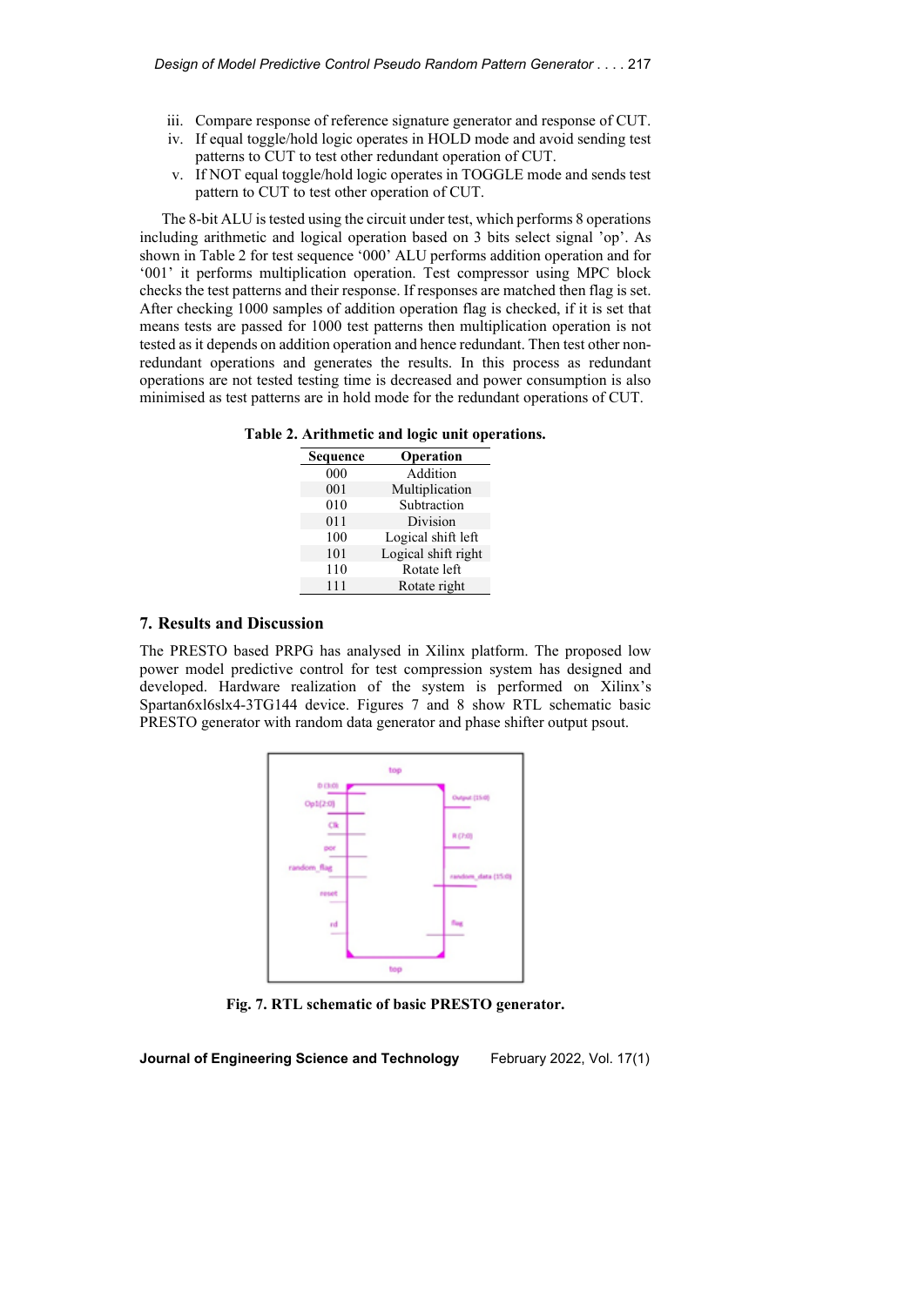iii. Compare response of reference signature generator and response of CUT.
iv. If equal toggle/hold logic operates in HOLD mode and avoid sending test patterns to CUT to test other redundant operation of CUT.
v. If NOT equal toggle/hold logic operates in TOGGLE mode and sends test pattern to CUT to test other operation of CUT.

The 8-bit ALU is tested using the circuit under test, which performs 8 operations including arithmetic and logical operation based on 3 bits select signal 'op'. As shown in Table 2 for test sequence '000' ALU performs addition operation and for '001' it performs multiplication operation. Test compressor using MPC block checks the test patterns and their response. If responses are matched then flag is set. After checking 1000 samples of addition operation flag is checked, if it is set that means tests are passed for 1000 test patterns then multiplication operation is not tested as it depends on addition operation and hence redundant. Then test other non-redundant operations and generates the results. In this process as redundant operations are not tested testing time is decreased and power consumption is also minimised as test patterns are in hold mode for the redundant operations of CUT.

**Table 2. Arithmetic and logic unit operations.**

| Sequence | Operation |
|---|---|
| 000 | Addition |
| 001 | Multiplication |
| 010 | Subtraction |
| 011 | Division |
| 100 | Logical shift left |
| 101 | Logical shift right |
| 110 | Rotate left |
| 111 | Rotate right |

## 7. Results and Discussion

The PRESTO based PRPG has analysed in Xilinx platform. The proposed low power model predictive control for test compression system has designed and developed. Hardware realization of the system is performed on Xilinx's Spartan6xl6slx4-3TG144 device. Figures 7 and 8 show RTL schematic basic PRESTO generator with random data generator and phase shifter output psout.

**Fig. 7. RTL schematic of basic PRESTO generator.**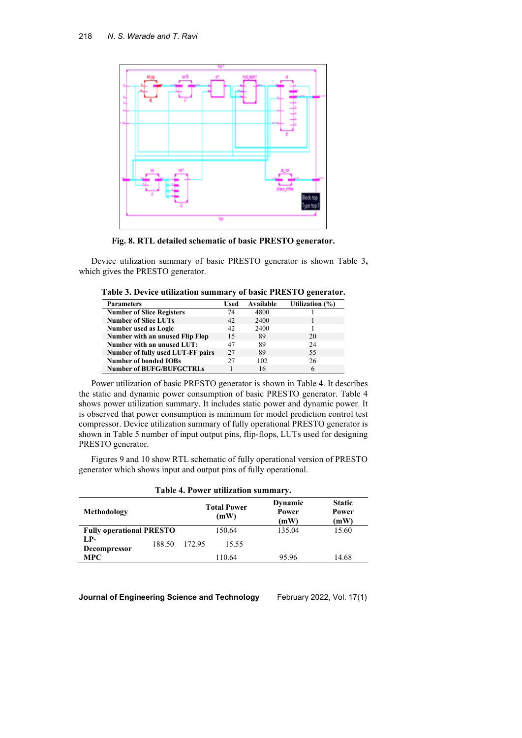**Fig. 8. RTL detailed schematic of basic PRESTO generator.**

Device utilization summary of basic PRESTO generator is shown Table 3**,** which gives the PRESTO generator.

**Table 3. Device utilization summary of basic PRESTO generator.**

| Parameters | Used | Available | Utilization (%) |
|---|---|---|---|
| **Number of Slice Registers** | 74 | 4800 | 1 |
| **Number of Slice LUTs** | 42 | 2400 | 1 |
| **Number used as Logic** | 42 | 2400 | 1 |
| **Number with an unused Flip Flop** | 15 | 89 | 20 |
| **Number with an unused LUT:** | 47 | 89 | 24 |
| **Number of fully used LUT-FF pairs** | 27 | 89 | 55 |
| **Number of bonded IOBs** | 27 | 102 | 26 |
| **Number of BUFG/BUFGCTRLs** | 1 | 16 | 6 |

Power utilization of basic PRESTO generator is shown in Table 4. It describes the static and dynamic power consumption of basic PRESTO generator. Table 4 shows power utilization summary. It includes static power and dynamic power. It is observed that power consumption is minimum for model prediction control test compressor. Device utilization summary of fully operational PRESTO generator is shown in Table 5 number of input output pins, flip-flops, LUTs used for designing PRESTO generator.

Figures 9 and 10 show RTL schematic of fully operational version of PRESTO generator which shows input and output pins of fully operational.

**Table 4. Power utilization summary.**

| Methodology | Total Power (mW) | Dynamic Power (mW) | Static Power (mW) |
|---|---|---|---|
| **Fully operational PRESTO** | 150.64 | 135.04 | 15.60 |
| **LP-Decompressor** | 188.50 | 172.95 | 15.55 |
| **MPC** | 110.64 | 95.96 | 14.68 |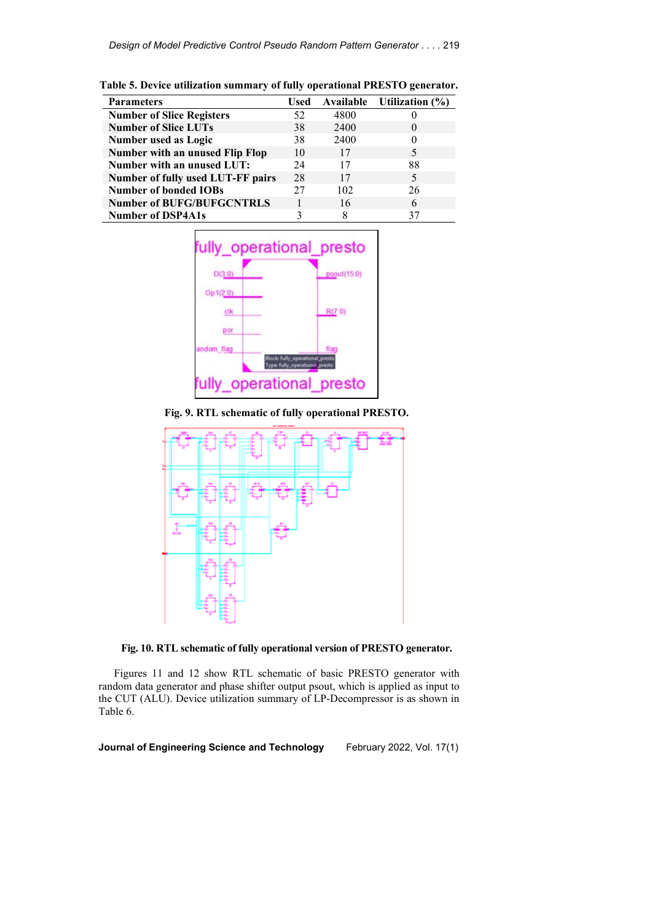**Table 5. Device utilization summary of fully operational PRESTO generator.**

| Parameters | Used | Available | Utilization (%) |
|---|---|---|---|
| Number of Slice Registers | 52 | 4800 | 0 |
| Number of Slice LUTs | 38 | 2400 | 0 |
| Number used as Logic | 38 | 2400 | 0 |
| Number with an unused Flip Flop | 10 | 17 | 5 |
| Number with an unused LUT: | 24 | 17 | 88 |
| Number of fully used LUT-FF pairs | 28 | 17 | 5 |
| Number of bonded IOBs | 27 | 102 | 26 |
| Number of BUFG/BUFGCNTRLS | 1 | 16 | 6 |
| Number of DSP4A1s | 3 | 8 | 37 |

**Fig. 9. RTL schematic of fully operational PRESTO.**

**Fig. 10. RTL schematic of fully operational version of PRESTO generator.**

Figures 11 and 12 show RTL schematic of basic PRESTO generator with random data generator and phase shifter output psout, which is applied as input to the CUT (ALU). Device utilization summary of LP-Decompressor is as shown in Table 6.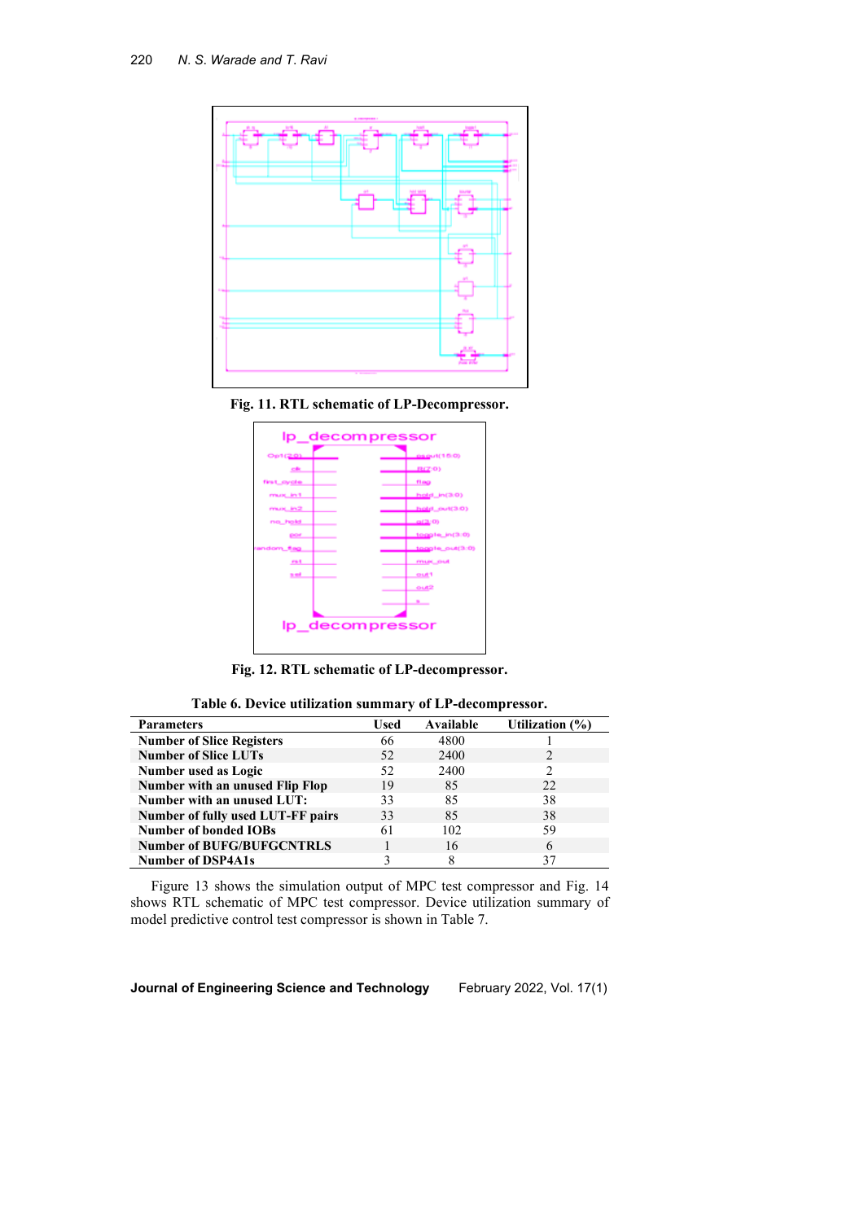Fig. 11. RTL schematic of LP-Decompressor.

Fig. 12. RTL schematic of LP-decompressor.

**Table 6. Device utilization summary of LP-decompressor.**

| Parameters | Used | Available | Utilization (%) |
|---|---|---|---|
| **Number of Slice Registers** | 66 | 4800 | 1 |
| **Number of Slice LUTs** | 52 | 2400 | 2 |
| **Number used as Logic** | 52 | 2400 | 2 |
| **Number with an unused Flip Flop** | 19 | 85 | 22 |
| **Number with an unused LUT:** | 33 | 85 | 38 |
| **Number of fully used LUT-FF pairs** | 33 | 85 | 38 |
| **Number of bonded IOBs** | 61 | 102 | 59 |
| **Number of BUFG/BUFGCNTRLS** | 1 | 16 | 6 |
| **Number of DSP4A1s** | 3 | 8 | 37 |

Figure 13 shows the simulation output of MPC test compressor and Fig. 14 shows RTL schematic of MPC test compressor. Device utilization summary of model predictive control test compressor is shown in Table 7.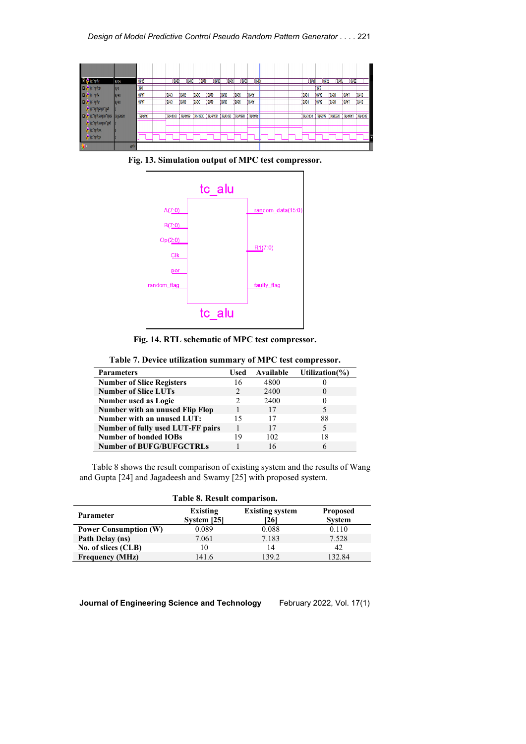Fig. 13. Simulation output of MPC test compressor.

Fig. 14. RTL schematic of MPC test compressor.

Table 7. Device utilization summary of MPC test compressor.

| Parameters | Used | Available | Utilization(%) |
|---|---|---|---|
| Number of Slice Registers | 16 | 4800 | 0 |
| Number of Slice LUTs | 2 | 2400 | 0 |
| Number used as Logic | 2 | 2400 | 0 |
| Number with an unused Flip Flop | 1 | 17 | 5 |
| Number with an unused LUT: | 15 | 17 | 88 |
| Number of fully used LUT-FF pairs | 1 | 17 | 5 |
| Number of bonded IOBs | 19 | 102 | 18 |
| Number of BUFG/BUFGCTRLs | 1 | 16 | 6 |

Table 8 shows the result comparison of existing system and the results of Wang and Gupta [24] and Jagadeesh and Swamy [25] with proposed system.

Table 8. Result comparison.

| Parameter | Existing System [25] | Existing system [26] | Proposed System |
|---|---|---|---|
| Power Consumption (W) | 0.089 | 0.088 | 0.110 |
| Path Delay (ns) | 7.061 | 7.183 | 7.528 |
| No. of slices (CLB) | 10 | 14 | 42 |
| Frequency (MHz) | 141.6 | 139.2 | 132.84 |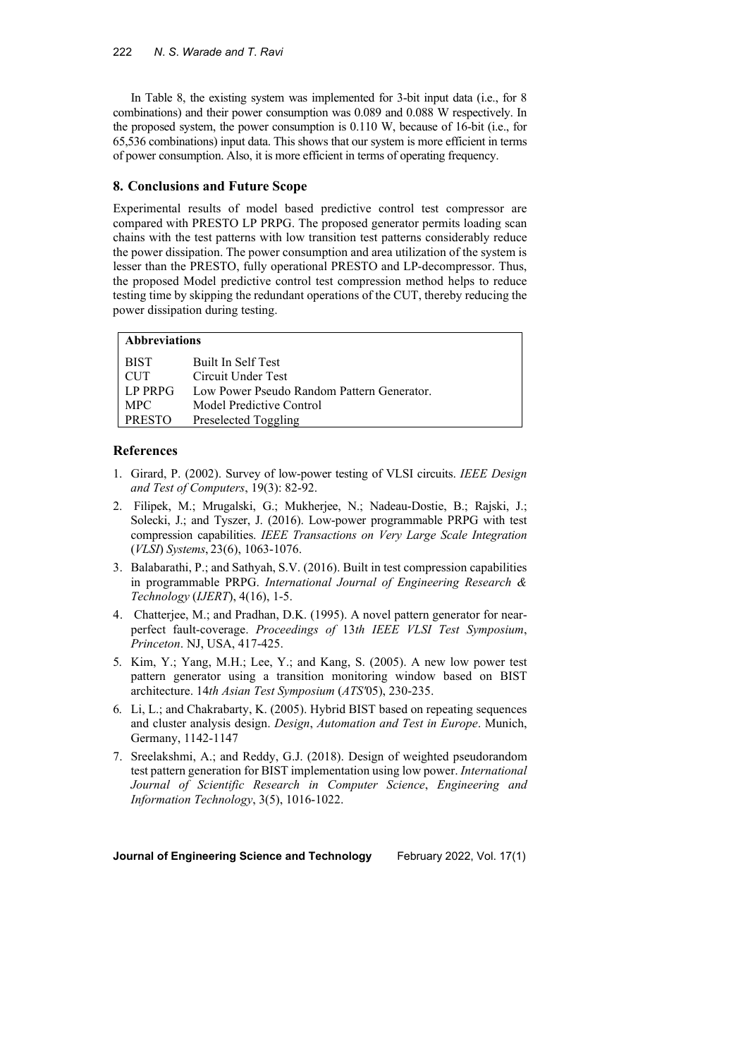In Table 8, the existing system was implemented for 3-bit input data (i.e., for 8 combinations) and their power consumption was 0.089 and 0.088 W respectively. In the proposed system, the power consumption is 0.110 W, because of 16-bit (i.e., for 65,536 combinations) input data. This shows that our system is more efficient in terms of power consumption. Also, it is more efficient in terms of operating frequency.

## 8. Conclusions and Future Scope

Experimental results of model based predictive control test compressor are compared with PRESTO LP PRPG. The proposed generator permits loading scan chains with the test patterns with low transition test patterns considerably reduce the power dissipation. The power consumption and area utilization of the system is lesser than the PRESTO, fully operational PRESTO and LP-decompressor. Thus, the proposed Model predictive control test compression method helps to reduce testing time by skipping the redundant operations of the CUT, thereby reducing the power dissipation during testing.

| **Abbreviations** | |
|---|---|
| BIST | Built In Self Test |
| CUT | Circuit Under Test |
| LP PRPG | Low Power Pseudo Random Pattern Generator. |
| MPC | Model Predictive Control |
| PRESTO | Preselected Toggling |

## References

1. Girard, P. (2002). Survey of low-power testing of VLSI circuits. *IEEE Design and Test of Computers*, 19(3): 82-92.
2. Filipek, M.; Mrugalski, G.; Mukherjee, N.; Nadeau-Dostie, B.; Rajski, J.; Solecki, J.; and Tyszer, J. (2016). Low-power programmable PRPG with test compression capabilities. *IEEE Transactions on Very Large Scale Integration* (*VLSI*) *Systems*, 23(6), 1063-1076.
3. Balabarathi, P.; and Sathyah, S.V. (2016). Built in test compression capabilities in programmable PRPG. *International Journal of Engineering Research & Technology* (*IJERT*), 4(16), 1-5.
4. Chatterjee, M.; and Pradhan, D.K. (1995). A novel pattern generator for near-perfect fault-coverage. *Proceedings of* 13*th IEEE VLSI Test Symposium*, *Princeton*. NJ, USA, 417-425.
5. Kim, Y.; Yang, M.H.; Lee, Y.; and Kang, S. (2005). A new low power test pattern generator using a transition monitoring window based on BIST architecture. 14*th Asian Test Symposium* (*ATS'*05), 230-235.
6. Li, L.; and Chakrabarty, K. (2005). Hybrid BIST based on repeating sequences and cluster analysis design. *Design*, *Automation and Test in Europe*. Munich, Germany, 1142-1147
7. Sreelakshmi, A.; and Reddy, G.J. (2018). Design of weighted pseudorandom test pattern generation for BIST implementation using low power. *International Journal of Scientific Research in Computer Science*, *Engineering and Information Technology*, 3(5), 1016-1022.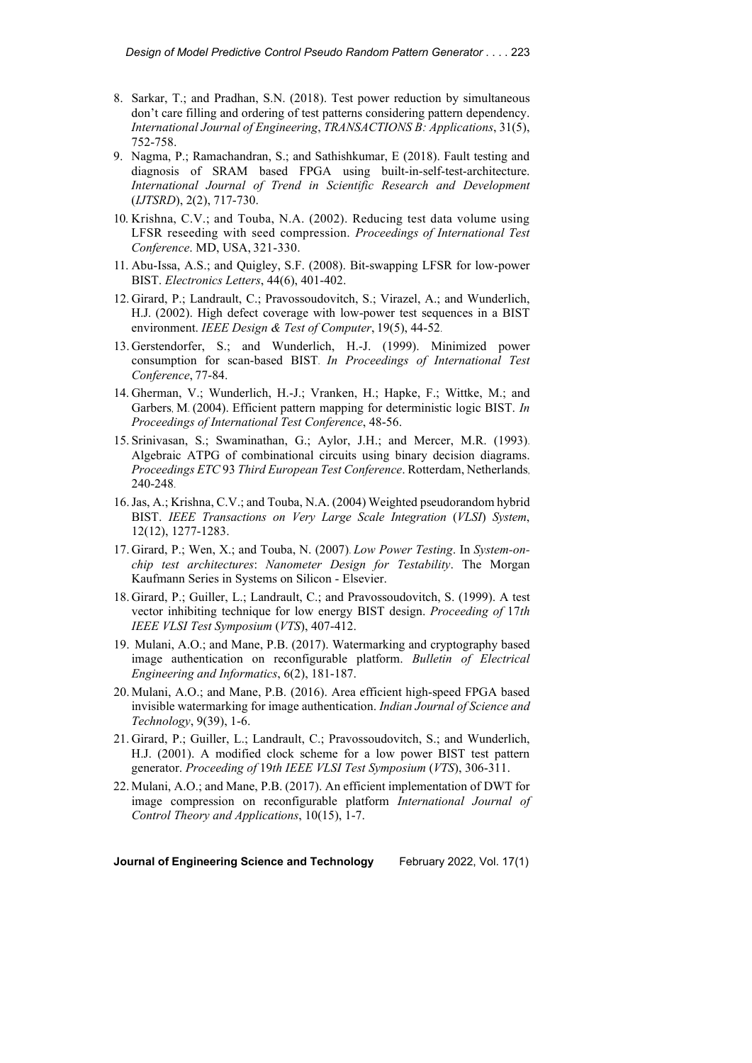8. Sarkar, T.; and Pradhan, S.N. (2018). Test power reduction by simultaneous don't care filling and ordering of test patterns considering pattern dependency. *International Journal of Engineering*, *TRANSACTIONS B: Applications*, 31(5), 752-758.
9. Nagma, P.; Ramachandran, S.; and Sathishkumar, E (2018). Fault testing and diagnosis of SRAM based FPGA using built-in-self-test-architecture. *International Journal of Trend in Scientific Research and Development* (*IJTSRD*), 2(2), 717-730.
10. Krishna, C.V.; and Touba, N.A. (2002). Reducing test data volume using LFSR reseeding with seed compression. *Proceedings of International Test Conference*. MD, USA, 321-330.
11. Abu-Issa, A.S.; and Quigley, S.F. (2008). Bit-swapping LFSR for low-power BIST. *Electronics Letters*, 44(6), 401-402.
12. Girard, P.; Landrault, C.; Pravossoudovitch, S.; Virazel, A.; and Wunderlich, H.J. (2002). High defect coverage with low-power test sequences in a BIST environment. *IEEE Design & Test of Computer*, 19(5), 44-52.
13. Gerstendorfer, S.; and Wunderlich, H.-J. (1999). Minimized power consumption for scan-based BIST. *In Proceedings of International Test Conference*, 77-84.
14. Gherman, V.; Wunderlich, H.-J.; Vranken, H.; Hapke, F.; Wittke, M.; and Garbers, M. (2004). Efficient pattern mapping for deterministic logic BIST. *In Proceedings of International Test Conference*, 48-56.
15. Srinivasan, S.; Swaminathan, G.; Aylor, J.H.; and Mercer, M.R. (1993). Algebraic ATPG of combinational circuits using binary decision diagrams. *Proceedings ETC 93 Third European Test Conference*. Rotterdam, Netherlands, 240-248.
16. Jas, A.; Krishna, C.V.; and Touba, N.A. (2004) Weighted pseudorandom hybrid BIST. *IEEE Transactions on Very Large Scale Integration* (*VLSI*) *System*, 12(12), 1277-1283.
17. Girard, P.; Wen, X.; and Touba, N. (2007). *Low Power Testing*. In *System-on-chip test architectures*: *Nanometer Design for Testability*. The Morgan Kaufmann Series in Systems on Silicon - Elsevier.
18. Girard, P.; Guiller, L.; Landrault, C.; and Pravossoudovitch, S. (1999). A test vector inhibiting technique for low energy BIST design. *Proceeding of 17th IEEE VLSI Test Symposium* (*VTS*), 407-412.
19. Mulani, A.O.; and Mane, P.B. (2017). Watermarking and cryptography based image authentication on reconfigurable platform. *Bulletin of Electrical Engineering and Informatics*, 6(2), 181-187.
20. Mulani, A.O.; and Mane, P.B. (2016). Area efficient high-speed FPGA based invisible watermarking for image authentication. *Indian Journal of Science and Technology*, 9(39), 1-6.
21. Girard, P.; Guiller, L.; Landrault, C.; Pravossoudovitch, S.; and Wunderlich, H.J. (2001). A modified clock scheme for a low power BIST test pattern generator. *Proceeding of 19th IEEE VLSI Test Symposium* (*VTS*), 306-311.
22. Mulani, A.O.; and Mane, P.B. (2017). An efficient implementation of DWT for image compression on reconfigurable platform *International Journal of Control Theory and Applications*, 10(15), 1-7.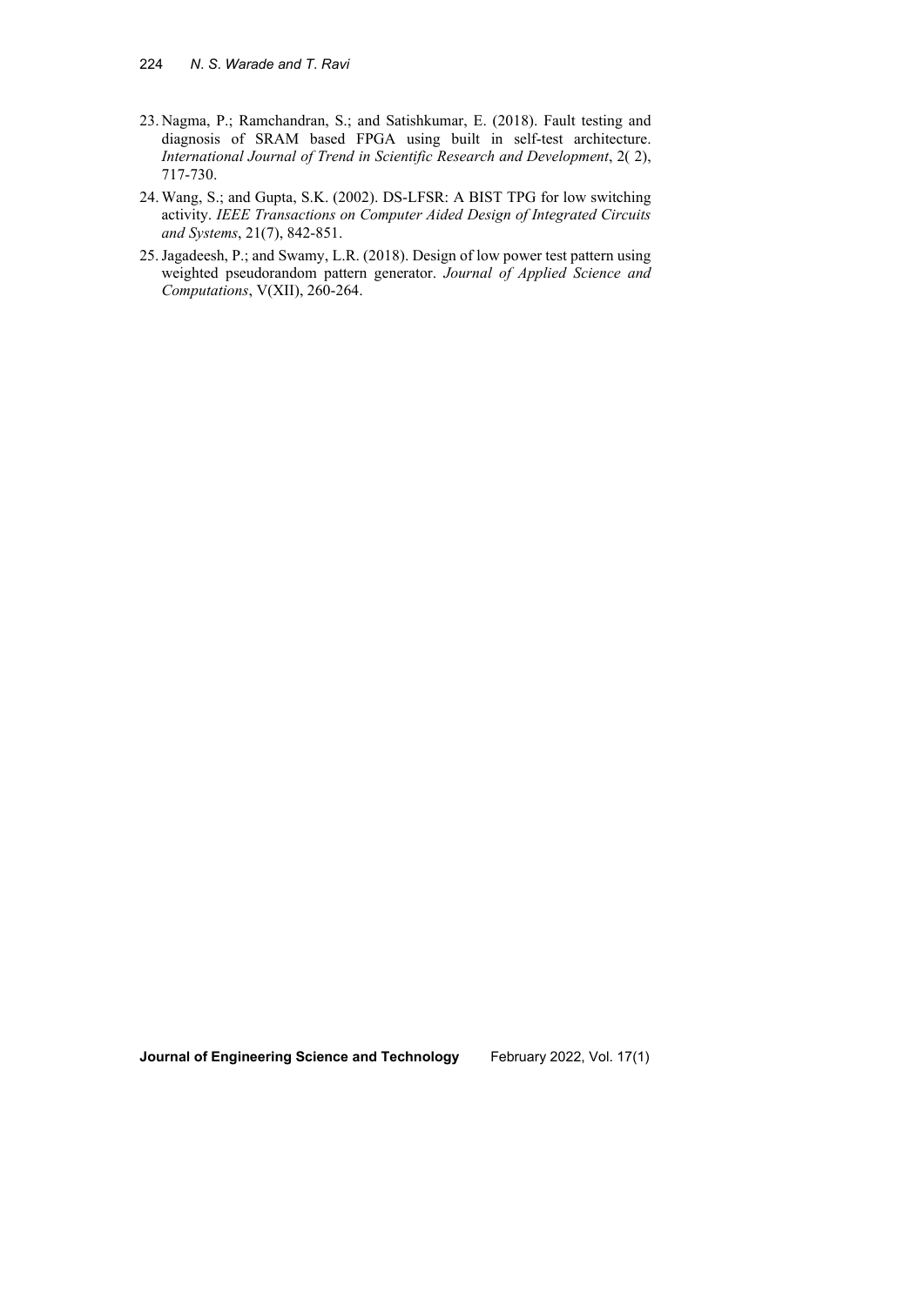23. Nagma, P.; Ramchandran, S.; and Satishkumar, E. (2018). Fault testing and diagnosis of SRAM based FPGA using built in self-test architecture. *International Journal of Trend in Scientific Research and Development*, 2( 2), 717-730.
24. Wang, S.; and Gupta, S.K. (2002). DS-LFSR: A BIST TPG for low switching activity. *IEEE Transactions on Computer Aided Design of Integrated Circuits and Systems*, 21(7), 842-851.
25. Jagadeesh, P.; and Swamy, L.R. (2018). Design of low power test pattern using weighted pseudorandom pattern generator. *Journal of Applied Science and Computations*, V(XII), 260-264.